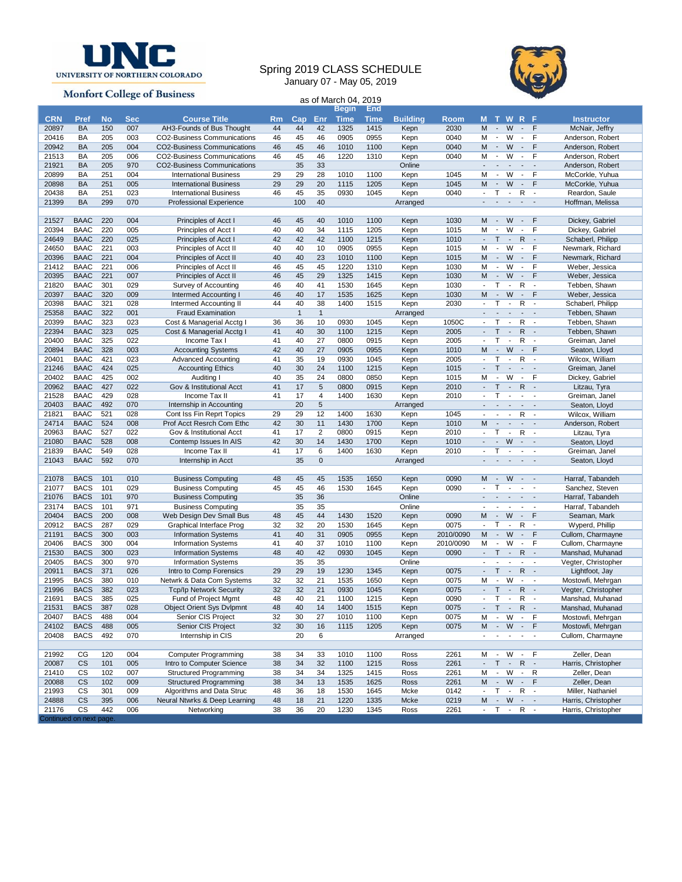UNC UNIVERSITY OF NORTHERN COLORADO

Monfort College of Business

# Spring 2019 CLASS SCHEDULE

January 07 - May 05, 2019

as of March 04, 2019

| CRN | Pref | No | Sec | Course Title | Rm | Cap | Enr | Begin Time | End Time | Building | Room | M | T | W | R | F | Instructor |
|---|---|---|---|---|---|---|---|---|---|---|---|---|---|---|---|---|---|
| 20897 | BA | 150 | 007 | AH3-Founds of Bus Thought | 44 | 44 | 42 | 1325 | 1415 | Kepn | 2030 | M | - | W | - | F | McNair, Jeffry |
| 20416 | BA | 205 | 003 | CO2-Business Communications | 46 | 45 | 46 | 0905 | 0955 | Kepn | 0040 | M | - | W | - | F | Anderson, Robert |
| 20942 | BA | 205 | 004 | CO2-Business Communications | 46 | 45 | 46 | 1010 | 1100 | Kepn | 0040 | M | - | W | - | F | Anderson, Robert |
| 21513 | BA | 205 | 006 | CO2-Business Communications | 46 | 45 | 46 | 1220 | 1310 | Kepn | 0040 | M | - | W | - | F | Anderson, Robert |
| 21921 | BA | 205 | 970 | CO2-Business Communications | | 35 | 33 | | | Online | | - | - | - | - | - | Anderson, Robert |
| 20899 | BA | 251 | 004 | International Business | 29 | 29 | 28 | 1010 | 1100 | Kepn | 1045 | M | - | W | - | F | McCorkle, Yuhua |
| 20898 | BA | 251 | 005 | International Business | 29 | 29 | 20 | 1115 | 1205 | Kepn | 1045 | M | - | W | - | F | McCorkle, Yuhua |
| 20438 | BA | 251 | 023 | International Business | 46 | 45 | 35 | 0930 | 1045 | Kepn | 0040 | - | T | - | R | - | Reardon, Saule |
| 21399 | BA | 299 | 070 | Professional Experience | | 100 | 40 | | | Arranged | | - | - | - | - | - | Hoffman, Melissa |
| | | | | | | | | | | | | | | | | | |
| 21527 | BAAC | 220 | 004 | Principles of Acct I | 46 | 45 | 40 | 1010 | 1100 | Kepn | 1030 | M | - | W | - | F | Dickey, Gabriel |
| 20394 | BAAC | 220 | 005 | Principles of Acct I | 40 | 40 | 34 | 1115 | 1205 | Kepn | 1015 | M | - | W | - | F | Dickey, Gabriel |
| 24649 | BAAC | 220 | 025 | Principles of Acct I | 42 | 42 | 42 | 1100 | 1215 | Kepn | 1010 | - | T | - | R | - | Schaberl, Philipp |
| 24650 | BAAC | 221 | 003 | Principles of Acct II | 40 | 40 | 10 | 0905 | 0955 | Kepn | 1015 | M | - | W | - | F | Newmark, Richard |
| 20396 | BAAC | 221 | 004 | Principles of Acct II | 40 | 40 | 23 | 1010 | 1100 | Kepn | 1015 | M | - | W | - | F | Newmark, Richard |
| 21412 | BAAC | 221 | 006 | Principles of Acct II | 46 | 45 | 45 | 1220 | 1310 | Kepn | 1030 | M | - | W | - | F | Weber, Jessica |
| 20395 | BAAC | 221 | 007 | Principles of Acct II | 46 | 45 | 29 | 1325 | 1415 | Kepn | 1030 | M | - | W | - | F | Weber, Jessica |
| 21820 | BAAC | 301 | 029 | Survey of Accounting | 46 | 40 | 41 | 1530 | 1645 | Kepn | 1030 | - | T | - | R | - | Tebben, Shawn |
| 20397 | BAAC | 320 | 009 | Intermed Accounting I | 46 | 40 | 17 | 1535 | 1625 | Kepn | 1030 | M | - | W | - | F | Weber, Jessica |
| 20398 | BAAC | 321 | 028 | Intermed Accounting II | 44 | 40 | 38 | 1400 | 1515 | Kepn | 2030 | - | T | - | R | - | Schaberl, Philipp |
| 25358 | BAAC | 322 | 001 | Fraud Examination | | 1 | 1 | | | Arranged | | - | - | - | - | - | Tebben, Shawn |
| 20399 | BAAC | 323 | 023 | Cost & Managerial Acctg I | 36 | 36 | 10 | 0930 | 1045 | Kepn | 1050C | - | T | - | R | - | Tebben, Shawn |
| 22394 | BAAC | 323 | 025 | Cost & Managerial Acctg I | 41 | 40 | 30 | 1100 | 1215 | Kepn | 2005 | - | T | - | R | - | Tebben, Shawn |
| 20400 | BAAC | 325 | 022 | Income Tax I | 41 | 40 | 27 | 0800 | 0915 | Kepn | 2005 | - | T | - | R | - | Greiman, Janel |
| 20894 | BAAC | 328 | 003 | Accounting Systems | 42 | 40 | 27 | 0905 | 0955 | Kepn | 1010 | M | - | W | - | F | Seaton, Lloyd |
| 20401 | BAAC | 421 | 023 | Advanced Accounting | 41 | 35 | 19 | 0930 | 1045 | Kepn | 2005 | - | T | - | R | - | Wilcox, William |
| 21246 | BAAC | 424 | 025 | Accounting Ethics | 40 | 30 | 24 | 1100 | 1215 | Kepn | 1015 | - | T | - | - | - | Greiman, Janel |
| 20402 | BAAC | 425 | 002 | Auditing I | 40 | 35 | 24 | 0800 | 0850 | Kepn | 1015 | M | - | W | - | F | Dickey, Gabriel |
| 20962 | BAAC | 427 | 022 | Gov & Institutional Acct | 41 | 17 | 5 | 0800 | 0915 | Kepn | 2010 | - | T | - | R | - | Litzau, Tyra |
| 21528 | BAAC | 429 | 028 | Income Tax II | 41 | 17 | 4 | 1400 | 1630 | Kepn | 2010 | - | T | - | - | - | Greiman, Janel |
| 20403 | BAAC | 492 | 070 | Internship in Accounting | | 20 | 5 | | | Arranged | | - | - | - | - | - | Seaton, Lloyd |
| 21821 | BAAC | 521 | 028 | Cont Iss Fin Reprt Topics | 29 | 29 | 12 | 1400 | 1630 | Kepn | 1045 | - | - | - | R | - | Wilcox, William |
| 24714 | BAAC | 524 | 008 | Prof Acct Resrch Com Ethc | 42 | 30 | 11 | 1430 | 1700 | Kepn | 1010 | M | - | - | - | - | Anderson, Robert |
| 20963 | BAAC | 527 | 022 | Gov & Institutional Acct | 41 | 17 | 2 | 0800 | 0915 | Kepn | 2010 | - | T | - | R | - | Litzau, Tyra |
| 21080 | BAAC | 528 | 008 | Contemp Issues In AIS | 42 | 30 | 14 | 1430 | 1700 | Kepn | 1010 | - | - | W | - | - | Seaton, Lloyd |
| 21839 | BAAC | 549 | 028 | Income Tax II | 41 | 17 | 6 | 1400 | 1630 | Kepn | 2010 | - | T | - | - | - | Greiman, Janel |
| 21043 | BAAC | 592 | 070 | Internship in Acct | | 35 | 0 | | | Arranged | | - | - | - | - | - | Seaton, Lloyd |
| | | | | | | | | | | | | | | | | | |
| 21078 | BACS | 101 | 010 | Business Computing | 48 | 45 | 45 | 1535 | 1650 | Kepn | 0090 | M | - | W | - | - | Harraf, Tabandeh |
| 21077 | BACS | 101 | 029 | Business Computing | 45 | 45 | 46 | 1530 | 1645 | Kepn | 0090 | - | T | - | - | - | Sanchez, Steven |
| 21076 | BACS | 101 | 970 | Business Computing | | 35 | 36 | | | Online | | - | - | - | - | - | Harraf, Tabandeh |
| 23174 | BACS | 101 | 971 | Business Computing | | 35 | 35 | | | Online | | - | - | - | - | - | Harraf, Tabandeh |
| 20404 | BACS | 200 | 008 | Web Design Dev Small Bus | 48 | 45 | 44 | 1430 | 1520 | Kepn | 0090 | M | - | W | - | F | Seaman, Mark |
| 20912 | BACS | 287 | 029 | Graphical Interface Prog | 32 | 32 | 20 | 1530 | 1645 | Kepn | 0075 | - | T | - | R | - | Wyperd, Phillip |
| 21191 | BACS | 300 | 003 | Information Systems | 41 | 40 | 31 | 0905 | 0955 | Kepn | 2010/0090 | M | - | W | - | F | Cullom, Charmayne |
| 20406 | BACS | 300 | 004 | Information Systems | 41 | 40 | 37 | 1010 | 1100 | Kepn | 2010/0090 | M | - | W | - | F | Cullom, Charmayne |
| 21530 | BACS | 300 | 023 | Information Systems | 48 | 40 | 42 | 0930 | 1045 | Kepn | 0090 | - | T | - | R | - | Manshad, Muhanad |
| 20405 | BACS | 300 | 970 | Information Systems | | 35 | 35 | | | Online | | - | - | - | - | - | Vegter, Christopher |
| 20911 | BACS | 371 | 026 | Intro to Comp Forensics | 29 | 29 | 19 | 1230 | 1345 | Kepn | 0075 | - | T | - | R | - | Lightfoot, Jay |
| 21995 | BACS | 380 | 010 | Netwrk & Data Com Systems | 32 | 32 | 21 | 1535 | 1650 | Kepn | 0075 | M | - | W | - | - | Mostowfi, Mehrgan |
| 21996 | BACS | 382 | 023 | Tcp/Ip Network Security | 32 | 32 | 21 | 0930 | 1045 | Kepn | 0075 | - | T | - | R | - | Vegter, Christopher |
| 21691 | BACS | 385 | 025 | Fund of Project Mgmt | 48 | 40 | 21 | 1100 | 1215 | Kepn | 0090 | - | T | - | R | - | Manshad, Muhanad |
| 21531 | BACS | 387 | 028 | Object Orient Sys Dvlpmnt | 48 | 40 | 14 | 1400 | 1515 | Kepn | 0075 | - | T | - | R | - | Manshad, Muhanad |
| 20407 | BACS | 488 | 004 | Senior CIS Project | 32 | 30 | 27 | 1010 | 1100 | Kepn | 0075 | M | - | W | - | F | Mostowfi, Mehrgan |
| 24102 | BACS | 488 | 005 | Senior CIS Project | 32 | 30 | 16 | 1115 | 1205 | Kepn | 0075 | M | - | W | - | F | Mostowfi, Mehrgan |
| 20408 | BACS | 492 | 070 | Internship in CIS | | 20 | 6 | | | Arranged | | - | - | - | - | - | Cullom, Charmayne |
| | | | | | | | | | | | | | | | | | |
| 21992 | CG | 120 | 004 | Computer Programming | 38 | 34 | 33 | 1010 | 1100 | Ross | 2261 | M | - | W | - | F | Zeller, Dean |
| 20087 | CS | 101 | 005 | Intro to Computer Science | 38 | 34 | 32 | 1100 | 1215 | Ross | 2261 | - | T | - | R | - | Harris, Christopher |
| 21410 | CS | 102 | 007 | Structured Programming | 38 | 34 | 34 | 1325 | 1415 | Ross | 2261 | M | - | W | - | R | Zeller, Dean |
| 20088 | CS | 102 | 009 | Structured Programming | 38 | 34 | 13 | 1535 | 1625 | Ross | 2261 | M | - | W | - | F | Zeller, Dean |
| 21993 | CS | 301 | 009 | Algorithms and Data Struc | 48 | 36 | 18 | 1530 | 1645 | Mcke | 0142 | - | T | - | R | - | Miller, Nathaniel |
| 24888 | CS | 395 | 006 | Neural Ntwrks & Deep Learning | 48 | 18 | 21 | 1220 | 1335 | Mcke | 0219 | M | - | W | - | - | Harris, Christopher |
| 21176 | CS | 442 | 006 | Networking | 38 | 36 | 20 | 1230 | 1345 | Ross | 2261 | - | T | - | R | - | Harris, Christopher |

Continued on next page.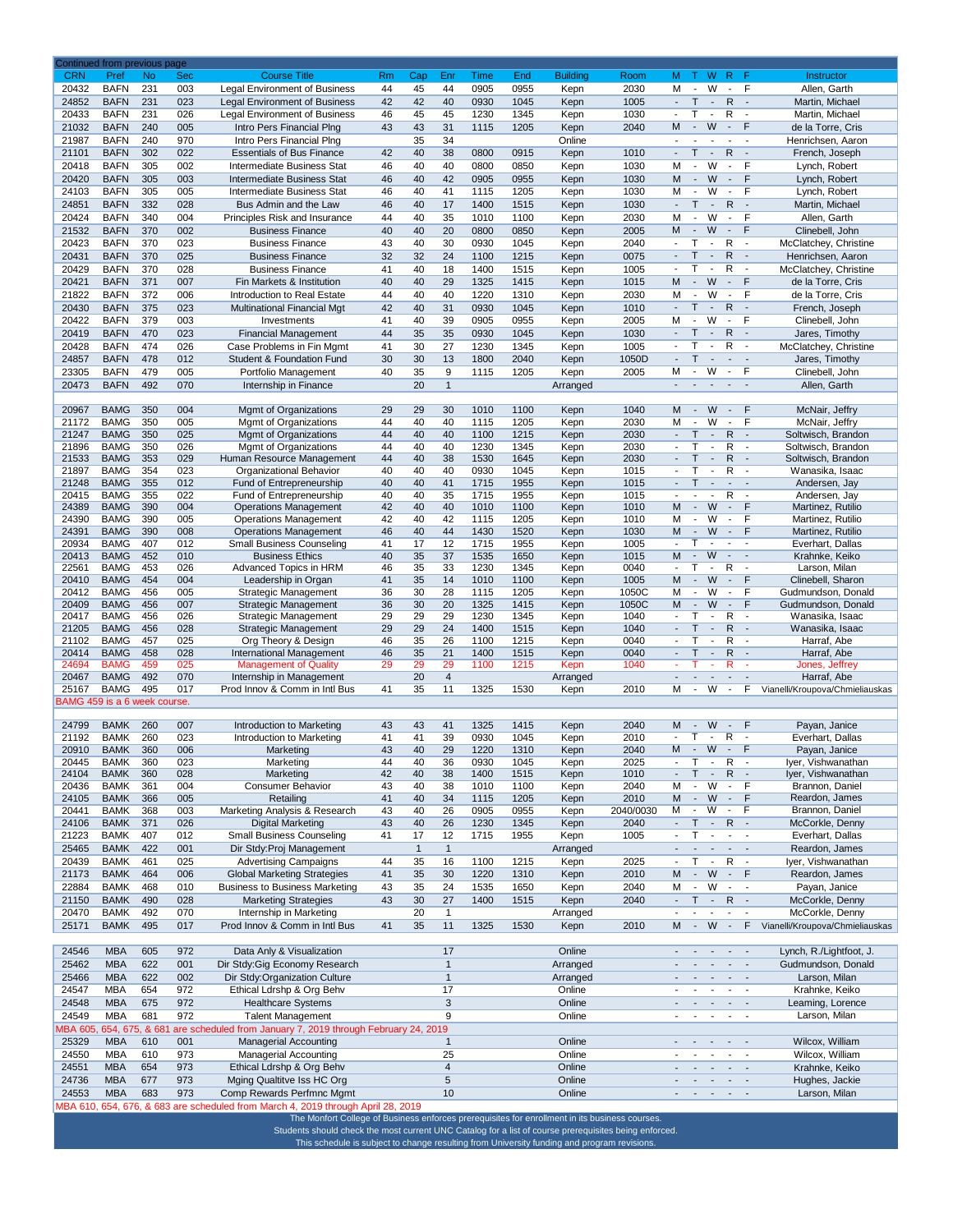Continued from previous page

| CRN | Pref | No | Sec | Course Title | Rm | Cap | Enr | Time | End | Building | Room | M | T | W | R | F | Instructor |
|---|---|---|---|---|---|---|---|---|---|---|---|---|---|---|---|---|---|
| 20432 | BAFN | 231 | 003 | Legal Environment of Business | 44 | 45 | 44 | 0905 | 0955 | Kepn | 2030 | M | - | W | - | F | Allen, Garth |
| 24852 | BAFN | 231 | 023 | Legal Environment of Business | 42 | 42 | 40 | 0930 | 1045 | Kepn | 1005 | - | T | - | R | - | Martin, Michael |
| 20433 | BAFN | 231 | 026 | Legal Environment of Business | 46 | 45 | 45 | 1230 | 1345 | Kepn | 1030 | - | T | - | R | - | Martin, Michael |
| 21032 | BAFN | 240 | 005 | Intro Pers Financial Plng | 43 | 43 | 31 | 1115 | 1205 | Kepn | 2040 | M | - | W | - | F | de la Torre, Cris |
| 21987 | BAFN | 240 | 970 | Intro Pers Financial Plng | | 35 | 34 | | | Online | | - | - | - | - | - | Henrichsen, Aaron |
| 21101 | BAFN | 302 | 022 | Essentials of Bus Finance | 42 | 40 | 38 | 0800 | 0915 | Kepn | 1010 | - | T | - | R | - | French, Joseph |
| 20418 | BAFN | 305 | 002 | Intermediate Business Stat | 46 | 40 | 40 | 0800 | 0850 | Kepn | 1030 | M | - | W | - | F | Lynch, Robert |
| 20420 | BAFN | 305 | 003 | Intermediate Business Stat | 46 | 40 | 42 | 0905 | 0955 | Kepn | 1030 | M | - | W | - | F | Lynch, Robert |
| 24103 | BAFN | 305 | 005 | Intermediate Business Stat | 46 | 40 | 41 | 1115 | 1205 | Kepn | 1030 | M | - | W | - | F | Lynch, Robert |
| 24851 | BAFN | 332 | 028 | Bus Admin and the Law | 46 | 40 | 17 | 1400 | 1515 | Kepn | 1030 | - | T | - | R | - | Martin, Michael |
| 20424 | BAFN | 340 | 004 | Principles Risk and Insurance | 44 | 40 | 35 | 1010 | 1100 | Kepn | 2030 | M | - | W | - | F | Allen, Garth |
| 21532 | BAFN | 370 | 002 | Business Finance | 40 | 40 | 20 | 0800 | 0850 | Kepn | 2005 | M | - | W | - | F | Clinebell, John |
| 20423 | BAFN | 370 | 023 | Business Finance | 43 | 40 | 30 | 0930 | 1045 | Kepn | 2040 | - | T | - | R | - | McClatchey, Christine |
| 20431 | BAFN | 370 | 025 | Business Finance | 32 | 32 | 24 | 1100 | 1215 | Kepn | 0075 | - | T | - | R | - | Henrichsen, Aaron |
| 20429 | BAFN | 370 | 028 | Business Finance | 41 | 40 | 18 | 1400 | 1515 | Kepn | 1005 | - | T | - | R | - | McClatchey, Christine |
| 20421 | BAFN | 371 | 007 | Fin Markets & Institution | 40 | 40 | 29 | 1325 | 1415 | Kepn | 1015 | M | - | W | - | F | de la Torre, Cris |
| 21822 | BAFN | 372 | 006 | Introduction to Real Estate | 44 | 40 | 40 | 1220 | 1310 | Kepn | 2030 | M | - | W | - | F | de la Torre, Cris |
| 20430 | BAFN | 375 | 023 | Multinational Financial Mgt | 42 | 40 | 31 | 0930 | 1045 | Kepn | 1010 | - | T | - | R | - | French, Joseph |
| 20422 | BAFN | 379 | 003 | Investments | 41 | 40 | 39 | 0905 | 0955 | Kepn | 2005 | M | - | W | - | F | Clinebell, John |
| 20419 | BAFN | 470 | 023 | Financial Management | 44 | 35 | 35 | 0930 | 1045 | Kepn | 1030 | - | T | - | R | - | Jares, Timothy |
| 20428 | BAFN | 474 | 026 | Case Problems in Fin Mgmt | 41 | 30 | 27 | 1230 | 1345 | Kepn | 1005 | - | T | - | R | - | McClatchey, Christine |
| 24857 | BAFN | 478 | 012 | Student & Foundation Fund | 30 | 30 | 13 | 1800 | 2040 | Kepn | 1050D | - | T | - | - | - | Jares, Timothy |
| 23305 | BAFN | 479 | 005 | Portfolio Management | 40 | 35 | 9 | 1115 | 1205 | Kepn | 2005 | M | - | W | - | F | Clinebell, John |
| 20473 | BAFN | 492 | 070 | Internship in Finance | | 20 | 1 | | | Arranged | | - | - | - | - | - | Allen, Garth |
| | | | | | | | | | | | | | | | | | |
| 20967 | BAMG | 350 | 004 | Mgmt of Organizations | 29 | 29 | 30 | 1010 | 1100 | Kepn | 1040 | M | - | W | - | F | McNair, Jeffry |
| 21172 | BAMG | 350 | 005 | Mgmt of Organizations | 44 | 40 | 40 | 1115 | 1205 | Kepn | 2030 | M | - | W | - | F | McNair, Jeffry |
| 21247 | BAMG | 350 | 025 | Mgmt of Organizations | 44 | 40 | 40 | 1100 | 1215 | Kepn | 2030 | - | T | - | R | - | Soltwisch, Brandon |
| 21896 | BAMG | 350 | 026 | Mgmt of Organizations | 44 | 40 | 40 | 1230 | 1345 | Kepn | 2030 | - | T | - | R | - | Soltwisch, Brandon |
| 21533 | BAMG | 353 | 029 | Human Resource Management | 44 | 40 | 38 | 1530 | 1645 | Kepn | 2030 | - | T | - | R | - | Soltwisch, Brandon |
| 21897 | BAMG | 354 | 023 | Organizational Behavior | 40 | 40 | 40 | 0930 | 1045 | Kepn | 1015 | - | T | - | R | - | Wanasika, Isaac |
| 21248 | BAMG | 355 | 012 | Fund of Entrepreneurship | 40 | 40 | 41 | 1715 | 1955 | Kepn | 1015 | - | T | - | - | - | Andersen, Jay |
| 20415 | BAMG | 355 | 022 | Fund of Entrepreneurship | 40 | 40 | 35 | 1715 | 1955 | Kepn | 1015 | - | - | - | R | - | Andersen, Jay |
| 24389 | BAMG | 390 | 004 | Operations Management | 42 | 40 | 40 | 1010 | 1100 | Kepn | 1010 | M | - | W | - | F | Martinez, Rutilio |
| 24390 | BAMG | 390 | 005 | Operations Management | 42 | 40 | 42 | 1115 | 1205 | Kepn | 1010 | M | - | W | - | F | Martinez, Rutilio |
| 24391 | BAMG | 390 | 008 | Operations Management | 46 | 40 | 44 | 1430 | 1520 | Kepn | 1030 | M | - | W | - | F | Martinez, Rutilio |
| 20934 | BAMG | 407 | 012 | Small Business Counseling | 41 | 17 | 12 | 1715 | 1955 | Kepn | 1005 | - | T | - | - | - | Everhart, Dallas |
| 20413 | BAMG | 452 | 010 | Business Ethics | 40 | 35 | 37 | 1535 | 1650 | Kepn | 1015 | M | - | W | - | - | Krahnke, Keiko |
| 22561 | BAMG | 453 | 026 | Advanced Topics in HRM | 46 | 35 | 33 | 1230 | 1345 | Kepn | 0040 | - | T | - | R | - | Larson, Milan |
| 20410 | BAMG | 454 | 004 | Leadership in Organ | 41 | 35 | 14 | 1010 | 1100 | Kepn | 1005 | M | - | W | - | F | Clinebell, Sharon |
| 20412 | BAMG | 456 | 005 | Strategic Management | 36 | 30 | 28 | 1115 | 1205 | Kepn | 1050C | M | - | W | - | F | Gudmundson, Donald |
| 20409 | BAMG | 456 | 007 | Strategic Management | 36 | 30 | 20 | 1325 | 1415 | Kepn | 1050C | M | - | W | - | F | Gudmundson, Donald |
| 20417 | BAMG | 456 | 026 | Strategic Management | 29 | 29 | 29 | 1230 | 1345 | Kepn | 1040 | - | T | - | R | - | Wanasika, Isaac |
| 21205 | BAMG | 456 | 028 | Strategic Management | 29 | 29 | 24 | 1400 | 1515 | Kepn | 1040 | - | T | - | R | - | Wanasika, Isaac |
| 21102 | BAMG | 457 | 025 | Org Theory & Design | 46 | 35 | 26 | 1100 | 1215 | Kepn | 0040 | - | T | - | R | - | Harraf, Abe |
| 20414 | BAMG | 458 | 028 | International Management | 46 | 35 | 21 | 1400 | 1515 | Kepn | 0040 | - | T | - | R | - | Harraf, Abe |
| 24694 | BAMG | 459 | 025 | Management of Quality | 29 | 29 | 29 | 1100 | 1215 | Kepn | 1040 | - | T | - | R | - | Jones, Jeffrey |
| 20467 | BAMG | 492 | 070 | Internship in Management | | 20 | 4 | | | Arranged | | - | - | - | - | - | Harraf, Abe |
| 25167 | BAMG | 495 | 017 | Prod Innov & Comm in Intl Bus | 41 | 35 | 11 | 1325 | 1530 | Kepn | 2010 | M | - | W | - | F | Vianelli/Kroupova/Chmieliauskas |

BAMG 459 is a 6 week course.

| CRN | Pref | No | Sec | Course Title | Rm | Cap | Enr | Time | End | Building | Room | M | T | W | R | F | Instructor |
|---|---|---|---|---|---|---|---|---|---|---|---|---|---|---|---|---|---|
| 24799 | BAMK | 260 | 007 | Introduction to Marketing | 43 | 43 | 41 | 1325 | 1415 | Kepn | 2040 | M | - | W | - | F | Payan, Janice |
| 21192 | BAMK | 260 | 023 | Introduction to Marketing | 41 | 41 | 39 | 0930 | 1045 | Kepn | 2010 | - | T | - | R | - | Everhart, Dallas |
| 20910 | BAMK | 360 | 006 | Marketing | 43 | 40 | 29 | 1220 | 1310 | Kepn | 2040 | M | - | W | - | F | Payan, Janice |
| 20445 | BAMK | 360 | 023 | Marketing | 44 | 40 | 36 | 0930 | 1045 | Kepn | 2025 | - | T | - | R | - | Iyer, Vishwanathan |
| 24104 | BAMK | 360 | 028 | Marketing | 42 | 40 | 38 | 1400 | 1515 | Kepn | 1010 | - | T | - | R | - | Iyer, Vishwanathan |
| 20436 | BAMK | 361 | 004 | Consumer Behavior | 43 | 40 | 38 | 1010 | 1100 | Kepn | 2040 | M | - | W | - | F | Brannon, Daniel |
| 24105 | BAMK | 366 | 005 | Retailing | 41 | 40 | 34 | 1115 | 1205 | Kepn | 2010 | M | - | W | - | F | Reardon, James |
| 20441 | BAMK | 368 | 003 | Marketing Analysis & Research | 43 | 40 | 26 | 0905 | 0955 | Kepn | 2040/0030 | M | - | W | - | F | Brannon, Daniel |
| 24106 | BAMK | 371 | 026 | Digital Marketing | 43 | 40 | 26 | 1230 | 1345 | Kepn | 2040 | - | T | - | R | - | McCorkle, Denny |
| 21223 | BAMK | 407 | 012 | Small Business Counseling | 41 | 17 | 12 | 1715 | 1955 | Kepn | 1005 | - | T | - | - | - | Everhart, Dallas |
| 25465 | BAMK | 422 | 001 | Dir Stdy:Proj Management | | 1 | 1 | | | Arranged | | - | - | - | - | - | Reardon, James |
| 20439 | BAMK | 461 | 025 | Advertising Campaigns | 44 | 35 | 16 | 1100 | 1215 | Kepn | 2025 | - | T | - | R | - | Iyer, Vishwanathan |
| 21173 | BAMK | 464 | 006 | Global Marketing Strategies | 41 | 35 | 30 | 1220 | 1310 | Kepn | 2010 | M | - | W | - | F | Reardon, James |
| 22884 | BAMK | 468 | 010 | Business to Business Marketing | 43 | 35 | 24 | 1535 | 1650 | Kepn | 2040 | M | - | W | - | - | Payan, Janice |
| 21150 | BAMK | 490 | 028 | Marketing Strategies | 43 | 30 | 27 | 1400 | 1515 | Kepn | 2040 | - | T | - | R | - | McCorkle, Denny |
| 20470 | BAMK | 492 | 070 | Internship in Marketing | | 20 | 1 | | | Arranged | | - | - | - | - | - | McCorkle, Denny |
| 25171 | BAMK | 495 | 017 | Prod Innov & Comm in Intl Bus | 41 | 35 | 11 | 1325 | 1530 | Kepn | 2010 | M | - | W | - | F | Vianelli/Kroupova/Chmieliauskas |
| | | | | | | | | | | | | | | | | | |
| 24546 | MBA | 605 | 972 | Data Anly & Visualization | | | 17 | | | Online | | - | - | - | - | - | Lynch, R./Lightfoot, J. |
| 25462 | MBA | 622 | 001 | Dir Stdy:Gig Economy Research | | | 1 | | | Arranged | | - | - | - | - | - | Gudmundson, Donald |
| 25466 | MBA | 622 | 002 | Dir Stdy:Organization Culture | | | 1 | | | Arranged | | - | - | - | - | - | Larson, Milan |
| 24547 | MBA | 654 | 972 | Ethical Ldrshp & Org Behv | | | 17 | | | Online | | - | - | - | - | - | Krahnke, Keiko |
| 24548 | MBA | 675 | 972 | Healthcare Systems | | | 3 | | | Online | | - | - | - | - | - | Leaming, Lorence |
| 24549 | MBA | 681 | 972 | Talent Management | | | 9 | | | Online | | - | - | - | - | - | Larson, Milan |

MBA 605, 654, 675, & 681 are scheduled from January 7, 2019 through February 24, 2019

| CRN | Pref | No | Sec | Course Title | Rm | Cap | Enr | Time | End | Building | Room | M | T | W | R | F | Instructor |
|---|---|---|---|---|---|---|---|---|---|---|---|---|---|---|---|---|---|
| 25329 | MBA | 610 | 001 | Managerial Accounting | | | 1 | | | Online | | - | - | - | - | - | Wilcox, William |
| 24550 | MBA | 610 | 973 | Managerial Accounting | | | 25 | | | Online | | - | - | - | - | - | Wilcox, William |
| 24551 | MBA | 654 | 973 | Ethical Ldrshp & Org Behv | | | 4 | | | Online | | - | - | - | - | - | Krahnke, Keiko |
| 24736 | MBA | 677 | 973 | Mging Qualtitve Iss HC Org | | | 5 | | | Online | | - | - | - | - | - | Hughes, Jackie |
| 24553 | MBA | 683 | 973 | Comp Rewards Perfmnc Mgmt | | | 10 | | | Online | | - | - | - | - | - | Larson, Milan |

MBA 610, 654, 676, & 683 are scheduled from March 4, 2019 through April 28, 2019

The Monfort College of Business enforces prerequisites for enrollment in its business courses.
Students should check the most current UNC Catalog for a list of course prerequisites being enforced.
This schedule is subject to change resulting from University funding and program revisions.